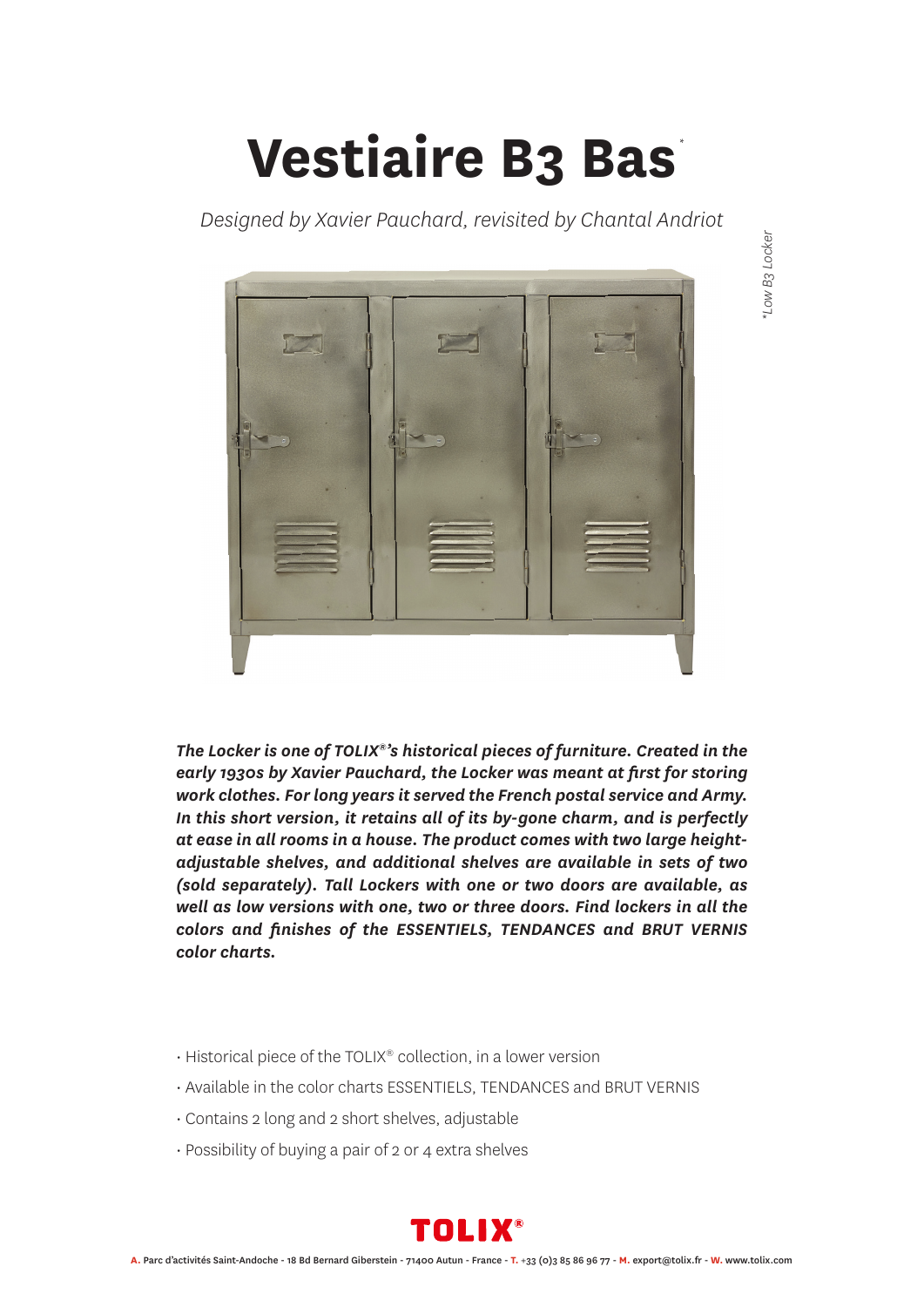# Vestiaire B3 Bas*

*Designed by Xavier Pauchard, revisited by Chantal Andriot*

*\*Low B3 Locker*

***The Locker is one of TOLIX®'s historical pieces of furniture. Created in the early 1930s by Xavier Pauchard, the Locker was meant at first for storing work clothes. For long years it served the French postal service and Army. In this short version, it retains all of its by-gone charm, and is perfectly at ease in all rooms in a house. The product comes with two large height-adjustable shelves, and additional shelves are available in sets of two (sold separately). Tall Lockers with one or two doors are available, as well as low versions with one, two or three doors. Find lockers in all the colors and finishes of the ESSENTIELS, TENDANCES and BRUT VERNIS color charts.***

- Historical piece of the TOLIX® collection, in a lower version
- Available in the color charts ESSENTIELS, TENDANCES and BRUT VERNIS
- Contains 2 long and 2 short shelves, adjustable
- Possibility of buying a pair of 2 or 4 extra shelves

**TOLIX®**

**A.** Parc d'activités Saint-Andoche - 18 Bd Bernard Giberstein - 71400 Autun - France - **T.** +33 (0)3 85 86 96 77 - **M.** export@tolix.fr - **W.** www.tolix.com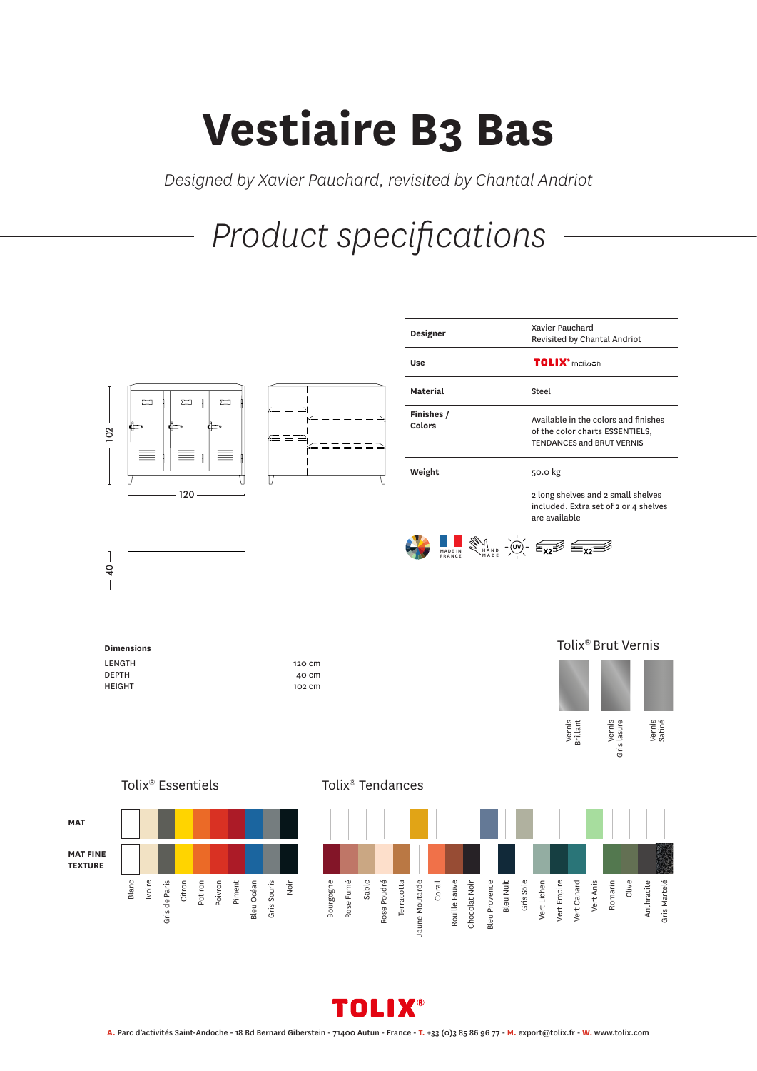# Vestiaire B3 Bas

*Designed by Xavier Pauchard, revisited by Chantal Andriot*

## *Product specifications*

102

120

40

| | |
|---|---|
| **Designer** | Xavier Pauchard<br>Revisited by Chantal Andriot |
| **Use** | TOLIX® maison |
| **Material** | Steel |
| **Finishes / Colors** | Available in the colors and finishes of the color charts ESSENTIELS, TENDANCES and BRUT VERNIS |
| **Weight** | 50.0 kg |
| | 2 long shelves and 2 small shelves included. Extra set of 2 or 4 shelves are available |

MADE IN FRANCE · HAND MADE · UV · X2 · X2

**Dimensions**

| | |
|---|---|
| LENGTH | 120 cm |
| DEPTH | 40 cm |
| HEIGHT | 102 cm |

### Tolix® Brut Vernis

Vernis Brillant · Vernis Gris lasure · *Vernis Satiné*

### Tolix® Essentiels

**MAT**

**MAT FINE TEXTURE**

Blanc · Ivoire · Gris de Paris · Citron · Potiron · Poivron · Piment · Bleu Océan · Gris Souris · Noir

### Tolix® Tendances

Bourgogne · Rose Fumé · Sable · Rose Poudré · Terracotta · Jaune Moutarde · Corail · Rouille Fauve · Chocolat Noir · Bleu Provence · Bleu Nuit · Gris Soie · Vert Lichen · Vert Empire · Vert Canard · Vert Anis · Romarin · Olive · Anthracite · Gris Martelé

**TOLIX®**

**A.** Parc d'activités Saint-Andoche - 18 Bd Bernard Giberstein - 71400 Autun - France - **T.** +33 (0)3 85 86 96 77 - **M.** export@tolix.fr - **W.** www.tolix.com